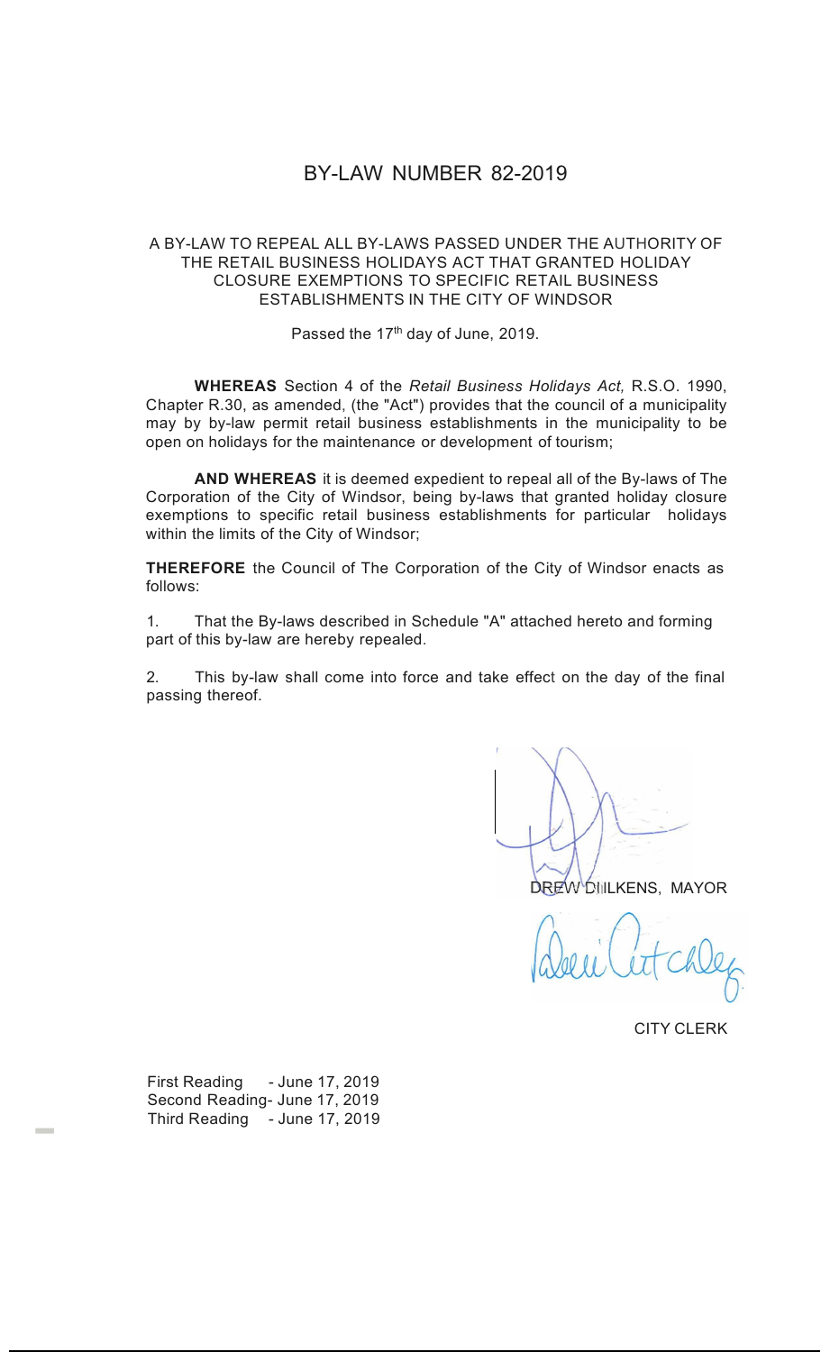# BY-LAW NUMBER 82-2019

A BY-LAW TO REPEAL ALL BY-LAWS PASSED UNDER THE AUTHORITY OF THE RETAIL BUSINESS HOLIDAYS ACT THAT GRANTED HOLIDAY CLOSURE EXEMPTIONS TO SPECIFIC RETAIL BUSINESS ESTABLISHMENTS IN THE CITY OF WINDSOR

Passed the 17th day of June, 2019.

**WHEREAS** Section 4 of the *Retail Business Holidays Act,* R.S.O. 1990, Chapter R.30, as amended, (the "Act") provides that the council of a municipality may by by-law permit retail business establishments in the municipality to be open on holidays for the maintenance or development of tourism;

**AND WHEREAS** it is deemed expedient to repeal all of the By-laws of The Corporation of the City of Windsor, being by-laws that granted holiday closure exemptions to specific retail business establishments for particular holidays within the limits of the City of Windsor;

**THEREFORE** the Council of The Corporation of the City of Windsor enacts as follows:

1. That the By-laws described in Schedule "A" attached hereto and forming part of this by-law are hereby repealed.

2. This by-law shall come into force and take effect on the day of the final passing thereof.

DREW DILKENS, MAYOR

CITY CLERK

First Reading - June 17, 2019
Second Reading- June 17, 2019
Third Reading - June 17, 2019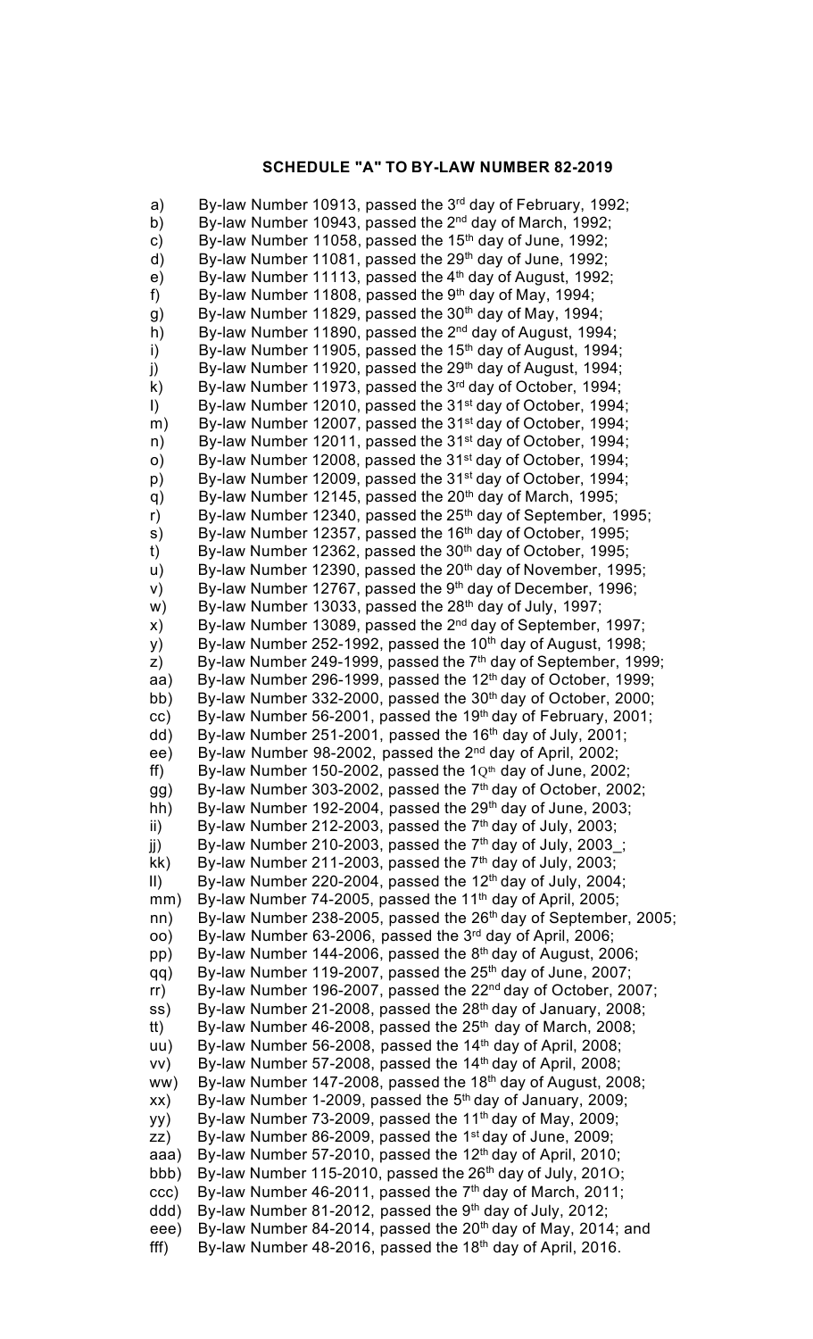**SCHEDULE "A" TO BY-LAW NUMBER 82-2019**

a) By-law Number 10913, passed the 3rd day of February, 1992;
b) By-law Number 10943, passed the 2nd day of March, 1992;
c) By-law Number 11058, passed the 15th day of June, 1992;
d) By-law Number 11081, passed the 29th day of June, 1992;
e) By-law Number 11113, passed the 4th day of August, 1992;
f) By-law Number 11808, passed the 9th day of May, 1994;
g) By-law Number 11829, passed the 30th day of May, 1994;
h) By-law Number 11890, passed the 2nd day of August, 1994;
i) By-law Number 11905, passed the 15th day of August, 1994;
j) By-law Number 11920, passed the 29th day of August, 1994;
k) By-law Number 11973, passed the 3rd day of October, 1994;
l) By-law Number 12010, passed the 31st day of October, 1994;
m) By-law Number 12007, passed the 31st day of October, 1994;
n) By-law Number 12011, passed the 31st day of October, 1994;
o) By-law Number 12008, passed the 31st day of October, 1994;
p) By-law Number 12009, passed the 31st day of October, 1994;
q) By-law Number 12145, passed the 20th day of March, 1995;
r) By-law Number 12340, passed the 25th day of September, 1995;
s) By-law Number 12357, passed the 16th day of October, 1995;
t) By-law Number 12362, passed the 30th day of October, 1995;
u) By-law Number 12390, passed the 20th day of November, 1995;
v) By-law Number 12767, passed the 9th day of December, 1996;
w) By-law Number 13033, passed the 28th day of July, 1997;
x) By-law Number 13089, passed the 2nd day of September, 1997;
y) By-law Number 252-1992, passed the 10th day of August, 1998;
z) By-law Number 249-1999, passed the 7th day of September, 1999;
aa) By-law Number 296-1999, passed the 12th day of October, 1999;
bb) By-law Number 332-2000, passed the 30th day of October, 2000;
cc) By-law Number 56-2001, passed the 19th day of February, 2001;
dd) By-law Number 251-2001, passed the 16th day of July, 2001;
ee) By-law Number 98-2002, passed the 2nd day of April, 2002;
ff) By-law Number 150-2002, passed the 10th day of June, 2002;
gg) By-law Number 303-2002, passed the 7th day of October, 2002;
hh) By-law Number 192-2004, passed the 29th day of June, 2003;
ii) By-law Number 212-2003, passed the 7th day of July, 2003;
jj) By-law Number 210-2003, passed the 7th day of July, 2003_;
kk) By-law Number 211-2003, passed the 7th day of July, 2003;
ll) By-law Number 220-2004, passed the 12th day of July, 2004;
mm) By-law Number 74-2005, passed the 11th day of April, 2005;
nn) By-law Number 238-2005, passed the 26th day of September, 2005;
oo) By-law Number 63-2006, passed the 3rd day of April, 2006;
pp) By-law Number 144-2006, passed the 8th day of August, 2006;
qq) By-law Number 119-2007, passed the 25th day of June, 2007;
rr) By-law Number 196-2007, passed the 22nd day of October, 2007;
ss) By-law Number 21-2008, passed the 28th day of January, 2008;
tt) By-law Number 46-2008, passed the 25th day of March, 2008;
uu) By-law Number 56-2008, passed the 14th day of April, 2008;
vv) By-law Number 57-2008, passed the 14th day of April, 2008;
ww) By-law Number 147-2008, passed the 18th day of August, 2008;
xx) By-law Number 1-2009, passed the 5th day of January, 2009;
yy) By-law Number 73-2009, passed the 11th day of May, 2009;
zz) By-law Number 86-2009, passed the 1st day of June, 2009;
aaa) By-law Number 57-2010, passed the 12th day of April, 2010;
bbb) By-law Number 115-2010, passed the 26th day of July, 2010;
ccc) By-law Number 46-2011, passed the 7th day of March, 2011;
ddd) By-law Number 81-2012, passed the 9th day of July, 2012;
eee) By-law Number 84-2014, passed the 20th day of May, 2014; and
fff) By-law Number 48-2016, passed the 18th day of April, 2016.